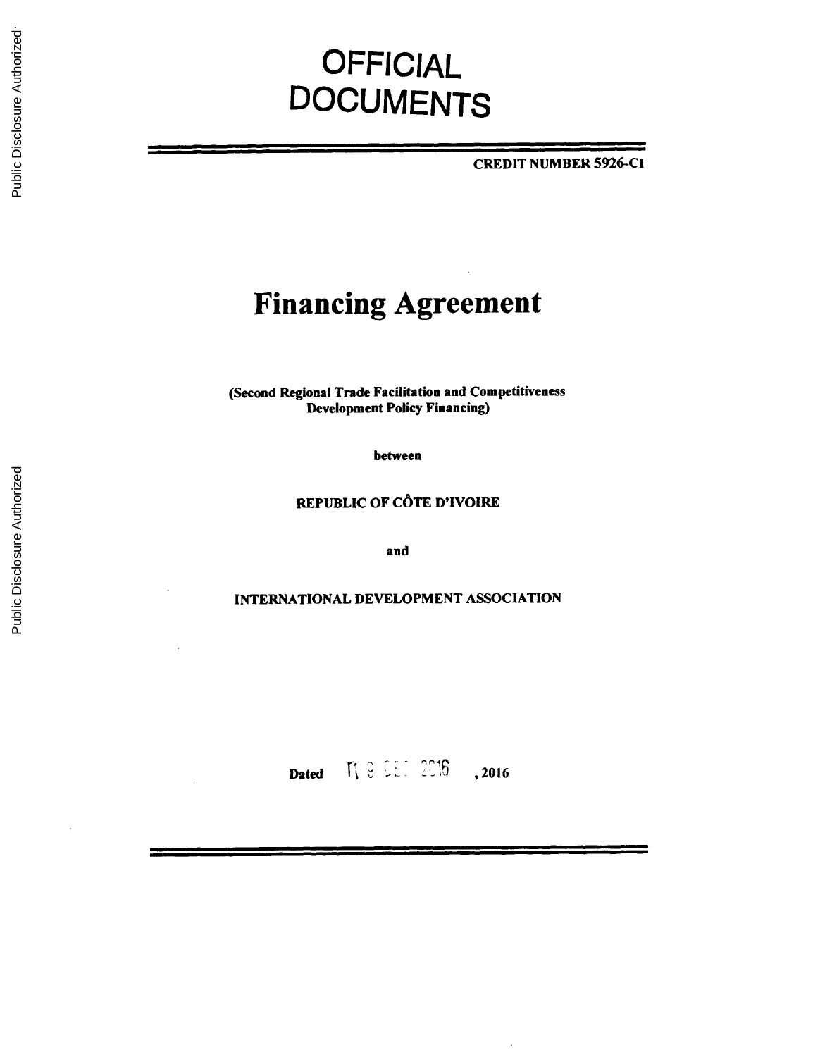# OFFICIAL DOCUMENTS

**CREDIT NUMBER 5926-CI**

# Financing Agreement

**(Second Regional Trade Facilitation and Competitiveness Development Policy Financing)**

**between**

**REPUBLIC OF CÔTE D'IVOIRE**

**and**

**INTERNATIONAL DEVELOPMENT ASSOCIATION**

**Dated** 09 DEC 2016 **, 2016**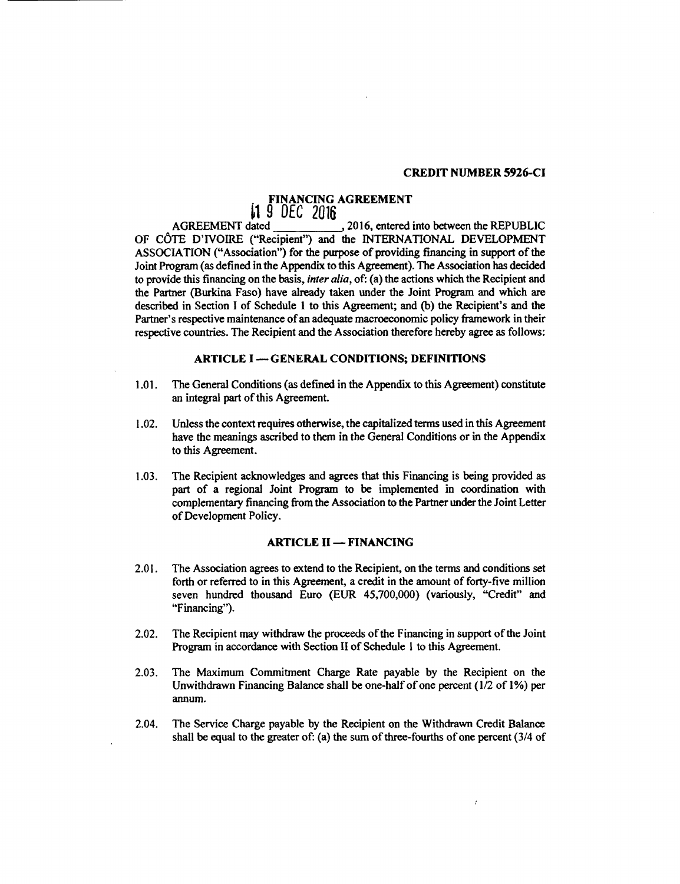**CREDIT NUMBER 5926-CI**

# FINANCING AGREEMENT

AGREEMENT dated 19 DEC 2016, 2016, entered into between the REPUBLIC OF CÔTE D'IVOIRE ("Recipient") and the INTERNATIONAL DEVELOPMENT ASSOCIATION ("Association") for the purpose of providing financing in support of the Joint Program (as defined in the Appendix to this Agreement). The Association has decided to provide this financing on the basis, *inter alia*, of: (a) the actions which the Recipient and the Partner (Burkina Faso) have already taken under the Joint Program and which are described in Section I of Schedule 1 to this Agreement; and (b) the Recipient's and the Partner's respective maintenance of an adequate macroeconomic policy framework in their respective countries. The Recipient and the Association therefore hereby agree as follows:

## ARTICLE I — GENERAL CONDITIONS; DEFINITIONS

1.01. The General Conditions (as defined in the Appendix to this Agreement) constitute an integral part of this Agreement.

1.02. Unless the context requires otherwise, the capitalized terms used in this Agreement have the meanings ascribed to them in the General Conditions or in the Appendix to this Agreement.

1.03. The Recipient acknowledges and agrees that this Financing is being provided as part of a regional Joint Program to be implemented in coordination with complementary financing from the Association to the Partner under the Joint Letter of Development Policy.

## ARTICLE II — FINANCING

2.01. The Association agrees to extend to the Recipient, on the terms and conditions set forth or referred to in this Agreement, a credit in the amount of forty-five million seven hundred thousand Euro (EUR 45,700,000) (variously, "Credit" and "Financing").

2.02. The Recipient may withdraw the proceeds of the Financing in support of the Joint Program in accordance with Section II of Schedule 1 to this Agreement.

2.03. The Maximum Commitment Charge Rate payable by the Recipient on the Unwithdrawn Financing Balance shall be one-half of one percent (1/2 of 1%) per annum.

2.04. The Service Charge payable by the Recipient on the Withdrawn Credit Balance shall be equal to the greater of: (a) the sum of three-fourths of one percent (3/4 of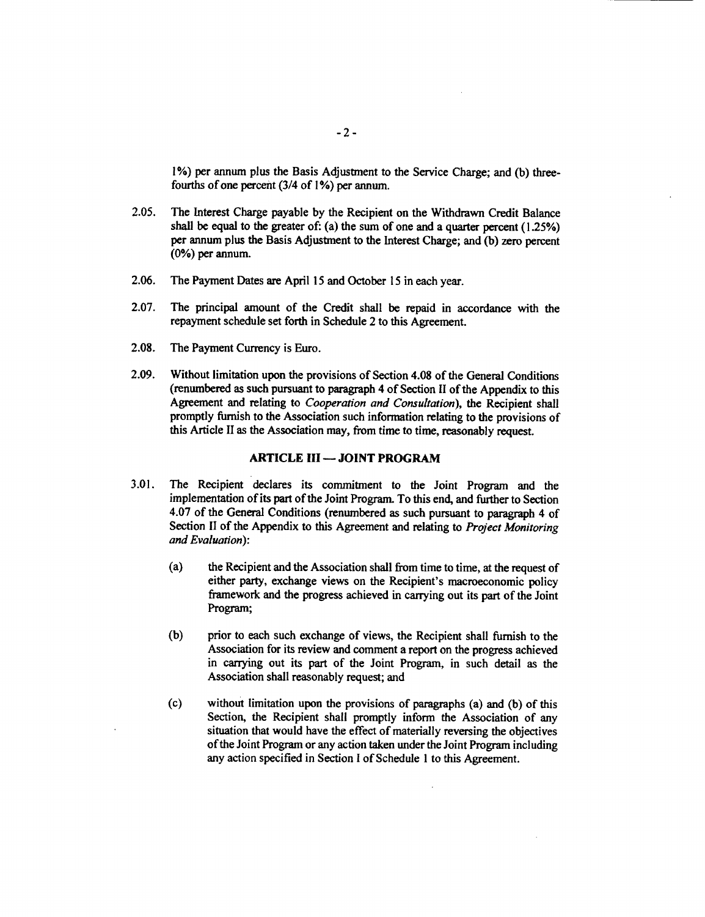1%) per annum plus the Basis Adjustment to the Service Charge; and (b) three-fourths of one percent (3/4 of 1%) per annum.

2.05. The Interest Charge payable by the Recipient on the Withdrawn Credit Balance shall be equal to the greater of: (a) the sum of one and a quarter percent (1.25%) per annum plus the Basis Adjustment to the Interest Charge; and (b) zero percent (0%) per annum.

2.06. The Payment Dates are April 15 and October 15 in each year.

2.07. The principal amount of the Credit shall be repaid in accordance with the repayment schedule set forth in Schedule 2 to this Agreement.

2.08. The Payment Currency is Euro.

2.09. Without limitation upon the provisions of Section 4.08 of the General Conditions (renumbered as such pursuant to paragraph 4 of Section II of the Appendix to this Agreement and relating to *Cooperation and Consultation*), the Recipient shall promptly furnish to the Association such information relating to the provisions of this Article II as the Association may, from time to time, reasonably request.

## ARTICLE III — JOINT PROGRAM

3.01. The Recipient declares its commitment to the Joint Program and the implementation of its part of the Joint Program. To this end, and further to Section 4.07 of the General Conditions (renumbered as such pursuant to paragraph 4 of Section II of the Appendix to this Agreement and relating to *Project Monitoring and Evaluation*):

(a) the Recipient and the Association shall from time to time, at the request of either party, exchange views on the Recipient's macroeconomic policy framework and the progress achieved in carrying out its part of the Joint Program;

(b) prior to each such exchange of views, the Recipient shall furnish to the Association for its review and comment a report on the progress achieved in carrying out its part of the Joint Program, in such detail as the Association shall reasonably request; and

(c) without limitation upon the provisions of paragraphs (a) and (b) of this Section, the Recipient shall promptly inform the Association of any situation that would have the effect of materially reversing the objectives of the Joint Program or any action taken under the Joint Program including any action specified in Section I of Schedule 1 to this Agreement.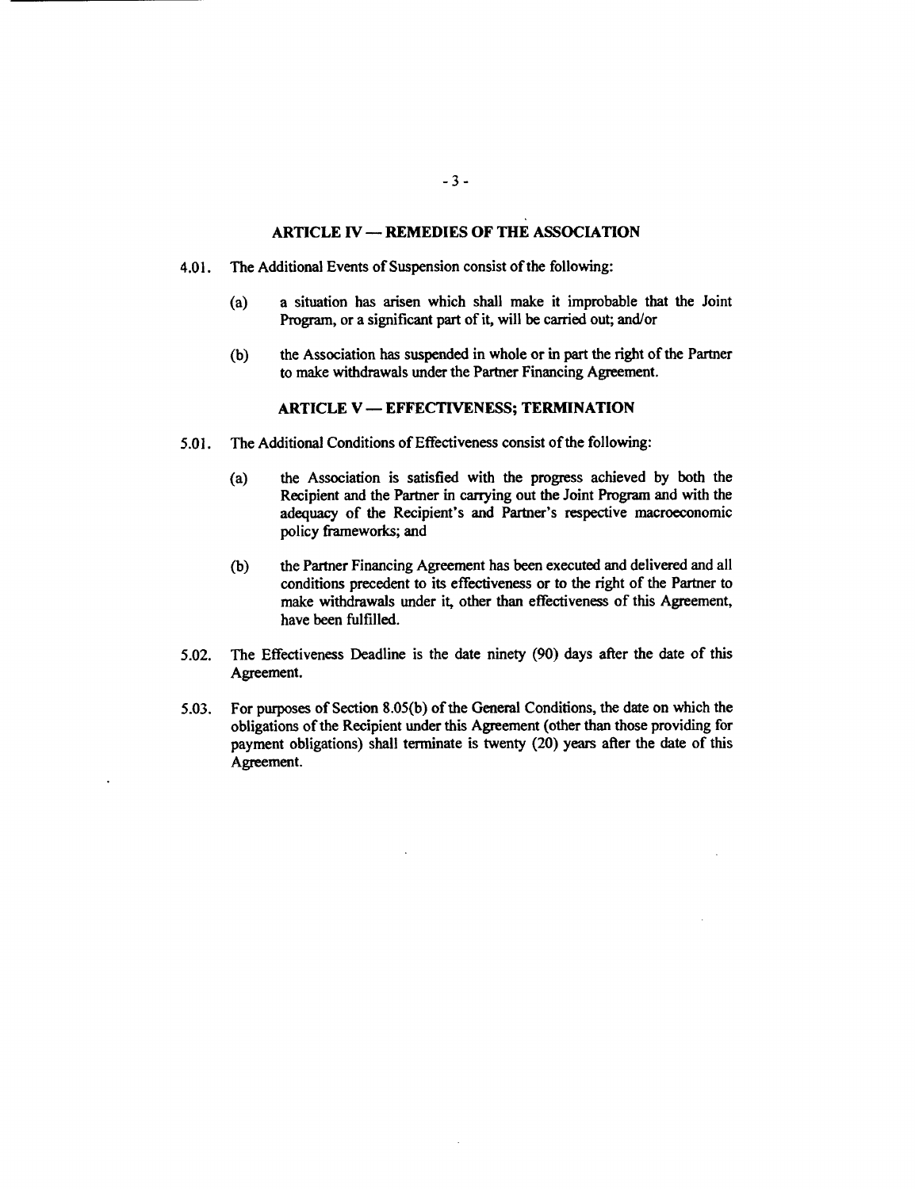## ARTICLE IV — REMEDIES OF THE ASSOCIATION

4.01. The Additional Events of Suspension consist of the following:

(a) a situation has arisen which shall make it improbable that the Joint Program, or a significant part of it, will be carried out; and/or

(b) the Association has suspended in whole or in part the right of the Partner to make withdrawals under the Partner Financing Agreement.

## ARTICLE V — EFFECTIVENESS; TERMINATION

5.01. The Additional Conditions of Effectiveness consist of the following:

(a) the Association is satisfied with the progress achieved by both the Recipient and the Partner in carrying out the Joint Program and with the adequacy of the Recipient's and Partner's respective macroeconomic policy frameworks; and

(b) the Partner Financing Agreement has been executed and delivered and all conditions precedent to its effectiveness or to the right of the Partner to make withdrawals under it, other than effectiveness of this Agreement, have been fulfilled.

5.02. The Effectiveness Deadline is the date ninety (90) days after the date of this Agreement.

5.03. For purposes of Section 8.05(b) of the General Conditions, the date on which the obligations of the Recipient under this Agreement (other than those providing for payment obligations) shall terminate is twenty (20) years after the date of this Agreement.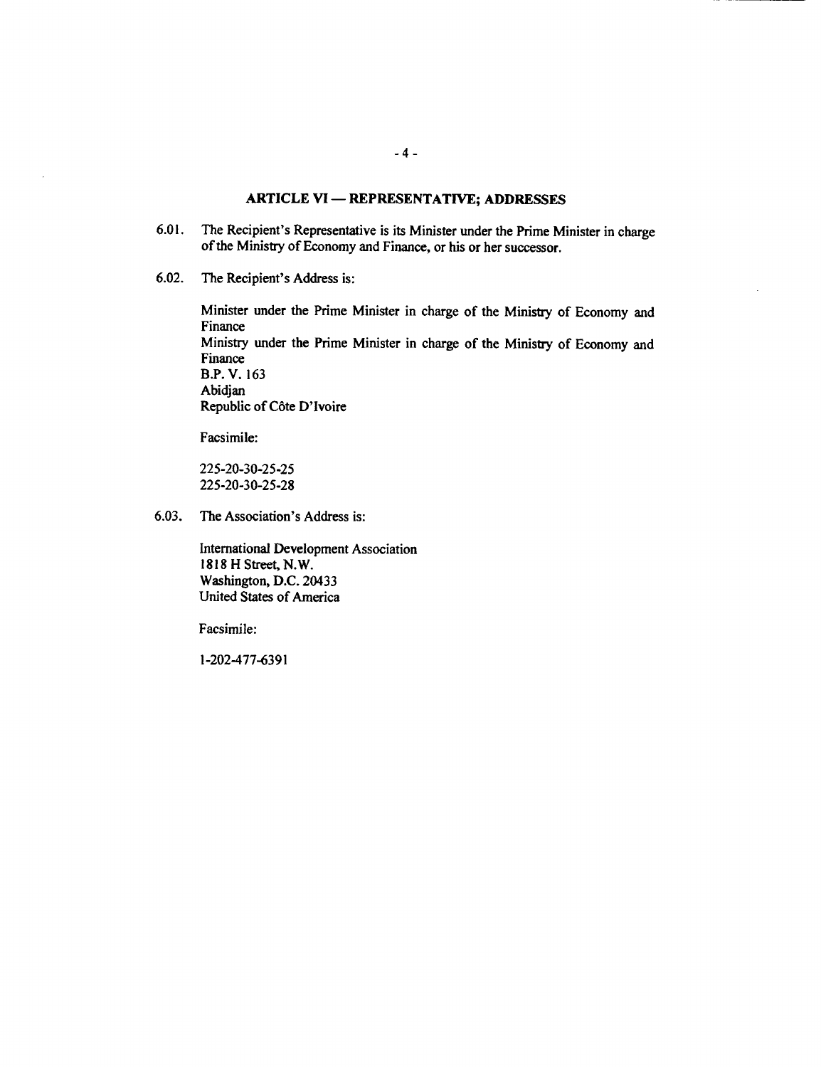## ARTICLE VI — REPRESENTATIVE; ADDRESSES

6.01. The Recipient's Representative is its Minister under the Prime Minister in charge of the Ministry of Economy and Finance, or his or her successor.

6.02. The Recipient's Address is:

Minister under the Prime Minister in charge of the Ministry of Economy and Finance
Ministry under the Prime Minister in charge of the Ministry of Economy and Finance
B.P. V. 163
Abidjan
Republic of Côte D'Ivoire

Facsimile:

225-20-30-25-25
225-20-30-25-28

6.03. The Association's Address is:

International Development Association
1818 H Street, N.W.
Washington, D.C. 20433
United States of America

Facsimile:

1-202-477-6391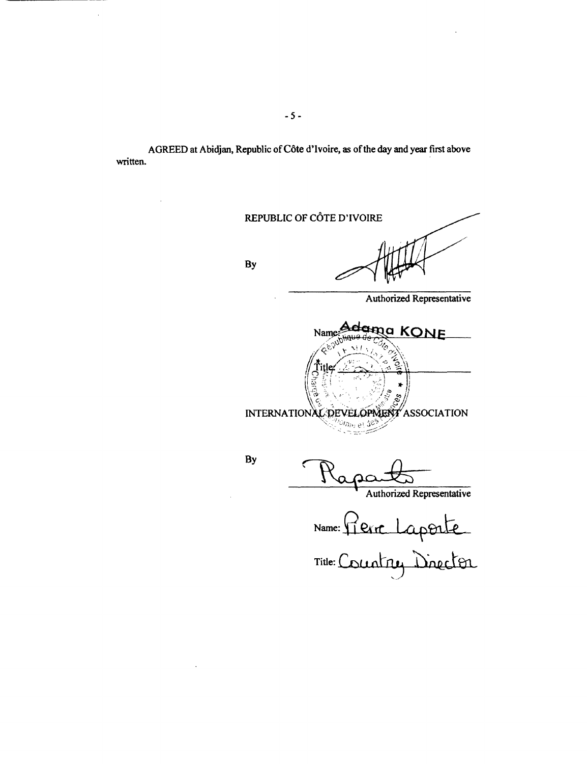AGREED at Abidjan, Republic of Côte d'Ivoire, as of the day and year first above written.

REPUBLIC OF CÔTE D'IVOIRE

By

Authorized Representative

Name: Adama KONE

Title:

INTERNATIONAL DEVELOPMENT ASSOCIATION

By

Authorized Representative

Name: Pierre Laporte

Title: Country Director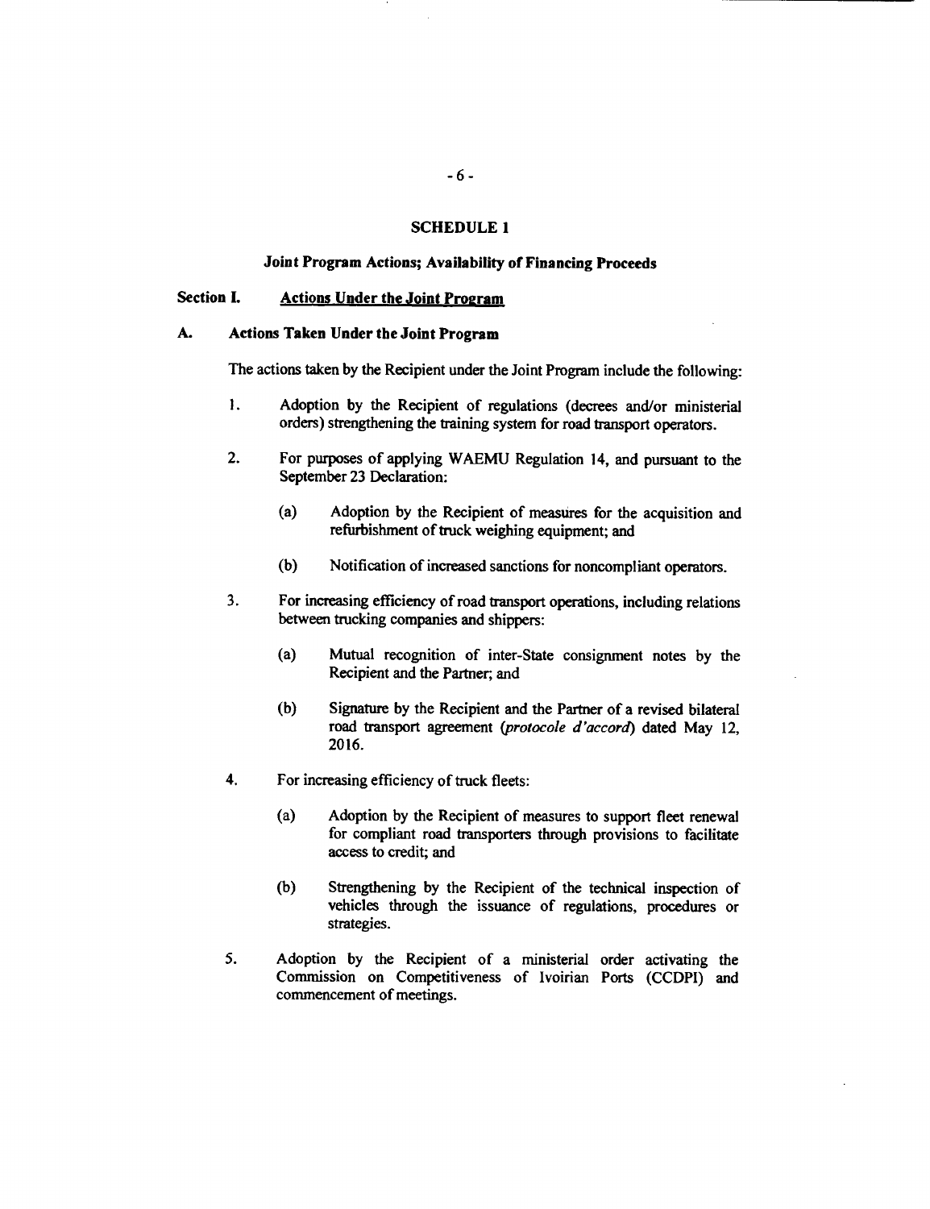## SCHEDULE 1

### Joint Program Actions; Availability of Financing Proceeds

**Section I. Actions Under the Joint Program**

**A. Actions Taken Under the Joint Program**

The actions taken by the Recipient under the Joint Program include the following:

1. Adoption by the Recipient of regulations (decrees and/or ministerial orders) strengthening the training system for road transport operators.

2. For purposes of applying WAEMU Regulation 14, and pursuant to the September 23 Declaration:

   (a) Adoption by the Recipient of measures for the acquisition and refurbishment of truck weighing equipment; and

   (b) Notification of increased sanctions for noncompliant operators.

3. For increasing efficiency of road transport operations, including relations between trucking companies and shippers:

   (a) Mutual recognition of inter-State consignment notes by the Recipient and the Partner; and

   (b) Signature by the Recipient and the Partner of a revised bilateral road transport agreement (*protocole d'accord*) dated May 12, 2016.

4. For increasing efficiency of truck fleets:

   (a) Adoption by the Recipient of measures to support fleet renewal for compliant road transporters through provisions to facilitate access to credit; and

   (b) Strengthening by the Recipient of the technical inspection of vehicles through the issuance of regulations, procedures or strategies.

5. Adoption by the Recipient of a ministerial order activating the Commission on Competitiveness of Ivoirian Ports (CCDPI) and commencement of meetings.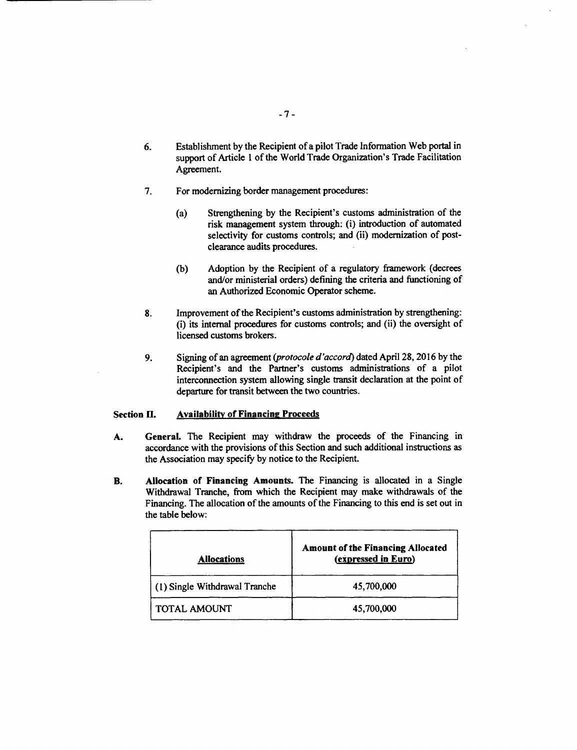6. Establishment by the Recipient of a pilot Trade Information Web portal in support of Article 1 of the World Trade Organization's Trade Facilitation Agreement.

7. For modernizing border management procedures:

   (a) Strengthening by the Recipient's customs administration of the risk management system through: (i) introduction of automated selectivity for customs controls; and (ii) modernization of post-clearance audits procedures.

   (b) Adoption by the Recipient of a regulatory framework (decrees and/or ministerial orders) defining the criteria and functioning of an Authorized Economic Operator scheme.

8. Improvement of the Recipient's customs administration by strengthening: (i) its internal procedures for customs controls; and (ii) the oversight of licensed customs brokers.

9. Signing of an agreement (*protocole d'accord*) dated April 28, 2016 by the Recipient's and the Partner's customs administrations of a pilot interconnection system allowing single transit declaration at the point of departure for transit between the two countries.

### Section II. Availability of Financing Proceeds

**A. General.** The Recipient may withdraw the proceeds of the Financing in accordance with the provisions of this Section and such additional instructions as the Association may specify by notice to the Recipient.

**B. Allocation of Financing Amounts.** The Financing is allocated in a Single Withdrawal Tranche, from which the Recipient may make withdrawals of the Financing. The allocation of the amounts of the Financing to this end is set out in the table below:

| Allocations | Amount of the Financing Allocated (expressed in Euro) |
|---|---|
| (1) Single Withdrawal Tranche | 45,700,000 |
| TOTAL AMOUNT | 45,700,000 |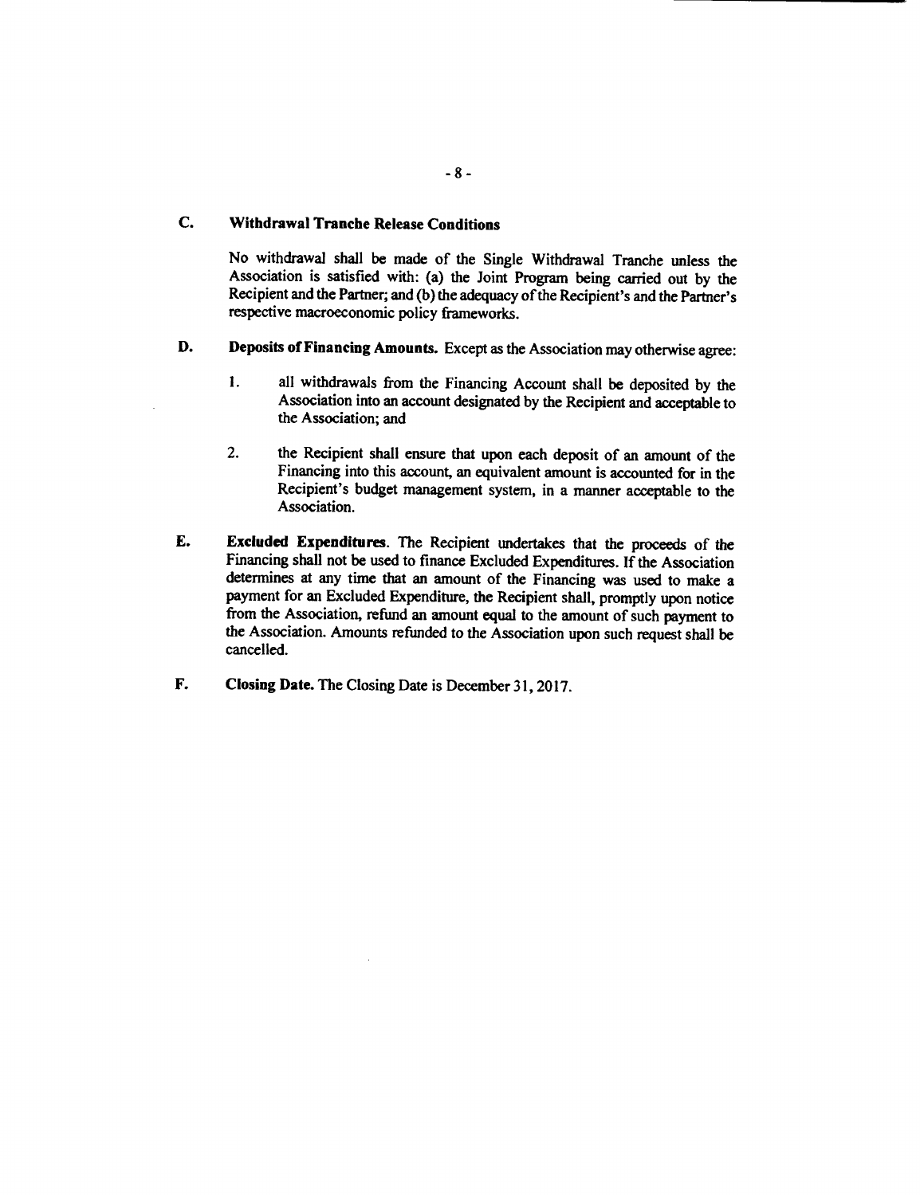## C. Withdrawal Tranche Release Conditions

No withdrawal shall be made of the Single Withdrawal Tranche unless the Association is satisfied with: (a) the Joint Program being carried out by the Recipient and the Partner; and (b) the adequacy of the Recipient's and the Partner's respective macroeconomic policy frameworks.

**D. Deposits of Financing Amounts.** Except as the Association may otherwise agree:

1. all withdrawals from the Financing Account shall be deposited by the Association into an account designated by the Recipient and acceptable to the Association; and

2. the Recipient shall ensure that upon each deposit of an amount of the Financing into this account, an equivalent amount is accounted for in the Recipient's budget management system, in a manner acceptable to the Association.

**E. Excluded Expenditures**. The Recipient undertakes that the proceeds of the Financing shall not be used to finance Excluded Expenditures. If the Association determines at any time that an amount of the Financing was used to make a payment for an Excluded Expenditure, the Recipient shall, promptly upon notice from the Association, refund an amount equal to the amount of such payment to the Association. Amounts refunded to the Association upon such request shall be cancelled.

**F. Closing Date.** The Closing Date is December 31, 2017.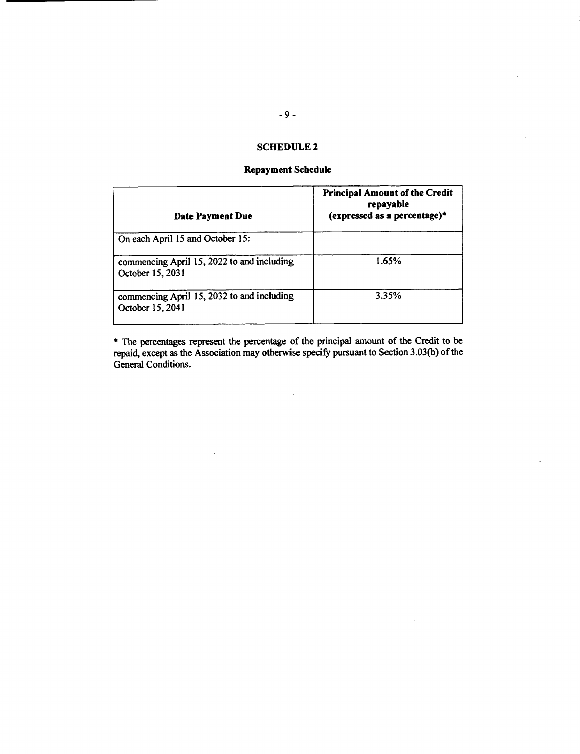## SCHEDULE 2

### Repayment Schedule

| Date Payment Due | Principal Amount of the Credit repayable (expressed as a percentage)* |
|---|---|
| On each April 15 and October 15: | |
| commencing April 15, 2022 to and including October 15, 2031 | 1.65% |
| commencing April 15, 2032 to and including October 15, 2041 | 3.35% |

* The percentages represent the percentage of the principal amount of the Credit to be repaid, except as the Association may otherwise specify pursuant to Section 3.03(b) of the General Conditions.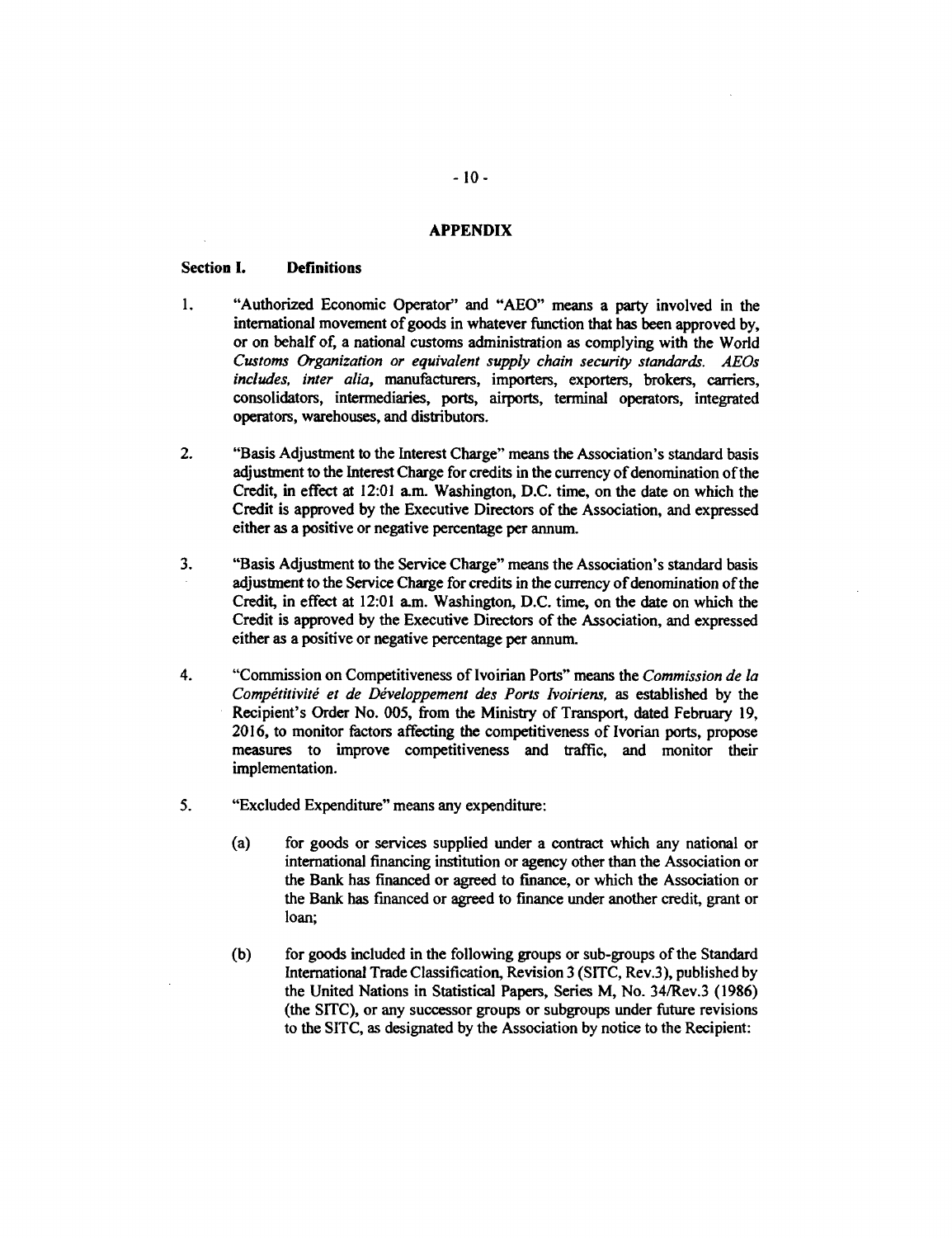## APPENDIX

### Section I. Definitions

1. "Authorized Economic Operator" and "AEO" means a party involved in the international movement of goods in whatever function that has been approved by, or on behalf of, a national customs administration as complying with the World *Customs Organization or equivalent supply chain security standards. AEOs includes, inter alia*, manufacturers, importers, exporters, brokers, carriers, consolidators, intermediaries, ports, airports, terminal operators, integrated operators, warehouses, and distributors.

2. "Basis Adjustment to the Interest Charge" means the Association's standard basis adjustment to the Interest Charge for credits in the currency of denomination of the Credit, in effect at 12:01 a.m. Washington, D.C. time, on the date on which the Credit is approved by the Executive Directors of the Association, and expressed either as a positive or negative percentage per annum.

3. "Basis Adjustment to the Service Charge" means the Association's standard basis adjustment to the Service Charge for credits in the currency of denomination of the Credit, in effect at 12:01 a.m. Washington, D.C. time, on the date on which the Credit is approved by the Executive Directors of the Association, and expressed either as a positive or negative percentage per annum.

4. "Commission on Competitiveness of Ivorian Ports" means the *Commission de la Compétitivité et de Développement des Ports Ivoiriens*, as established by the Recipient's Order No. 005, from the Ministry of Transport, dated February 19, 2016, to monitor factors affecting the competitiveness of Ivorian ports, propose measures to improve competitiveness and traffic, and monitor their implementation.

5. "Excluded Expenditure" means any expenditure:

   (a) for goods or services supplied under a contract which any national or international financing institution or agency other than the Association or the Bank has financed or agreed to finance, or which the Association or the Bank has financed or agreed to finance under another credit, grant or loan;

   (b) for goods included in the following groups or sub-groups of the Standard International Trade Classification, Revision 3 (SITC, Rev.3), published by the United Nations in Statistical Papers, Series M, No. 34/Rev.3 (1986) (the SITC), or any successor groups or subgroups under future revisions to the SITC, as designated by the Association by notice to the Recipient: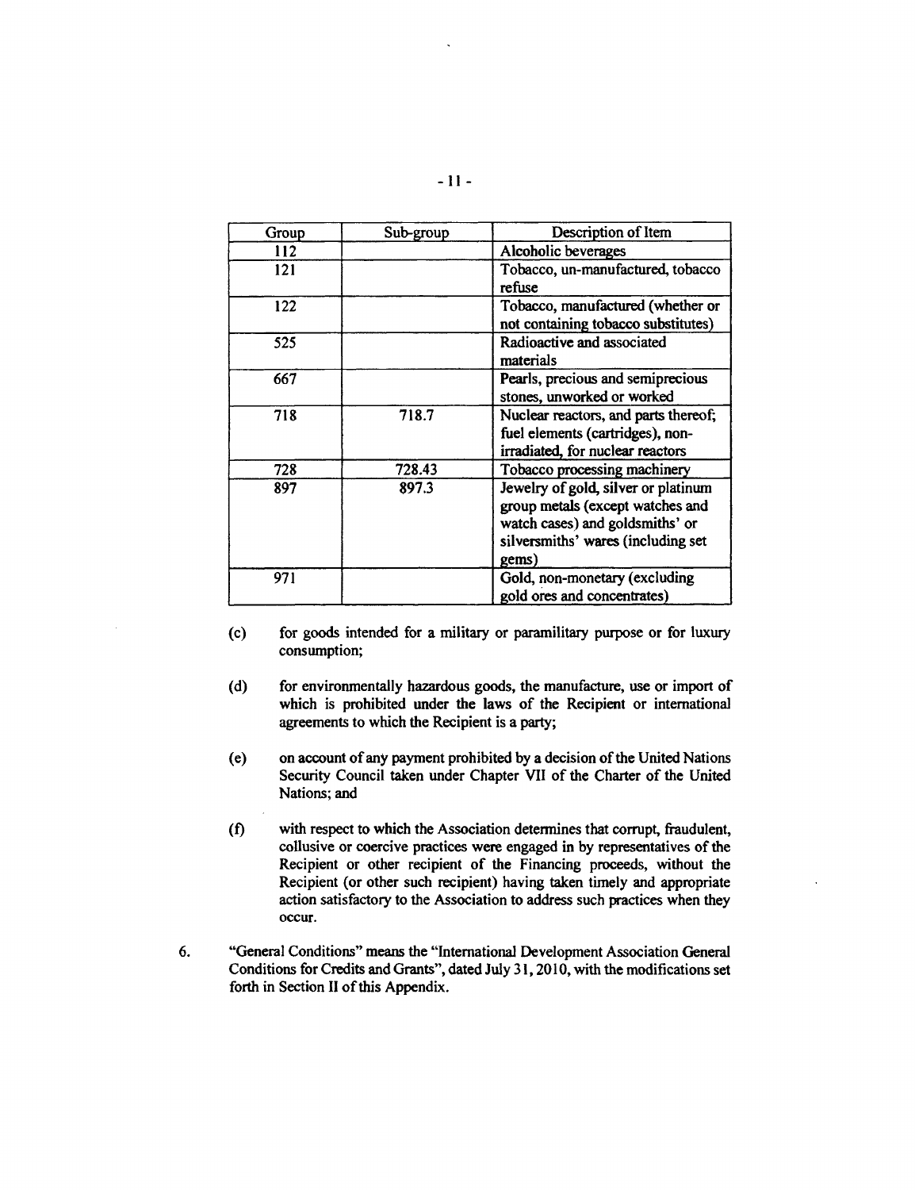| Group | Sub-group | Description of Item |
|---|---|---|
| 112 | | Alcoholic beverages |
| 121 | | Tobacco, un-manufactured, tobacco refuse |
| 122 | | Tobacco, manufactured (whether or not containing tobacco substitutes) |
| 525 | | Radioactive and associated materials |
| 667 | | Pearls, precious and semiprecious stones, unworked or worked |
| 718 | 718.7 | Nuclear reactors, and parts thereof; fuel elements (cartridges), non-irradiated, for nuclear reactors |
| 728 | 728.43 | Tobacco processing machinery |
| 897 | 897.3 | Jewelry of gold, silver or platinum group metals (except watches and watch cases) and goldsmiths' or silversmiths' wares (including set gems) |
| 971 | | Gold, non-monetary (excluding gold ores and concentrates) |

(c) for goods intended for a military or paramilitary purpose or for luxury consumption;

(d) for environmentally hazardous goods, the manufacture, use or import of which is prohibited under the laws of the Recipient or international agreements to which the Recipient is a party;

(e) on account of any payment prohibited by a decision of the United Nations Security Council taken under Chapter VII of the Charter of the United Nations; and

(f) with respect to which the Association determines that corrupt, fraudulent, collusive or coercive practices were engaged in by representatives of the Recipient or other recipient of the Financing proceeds, without the Recipient (or other such recipient) having taken timely and appropriate action satisfactory to the Association to address such practices when they occur.

6. "General Conditions" means the "International Development Association General Conditions for Credits and Grants", dated July 31, 2010, with the modifications set forth in Section II of this Appendix.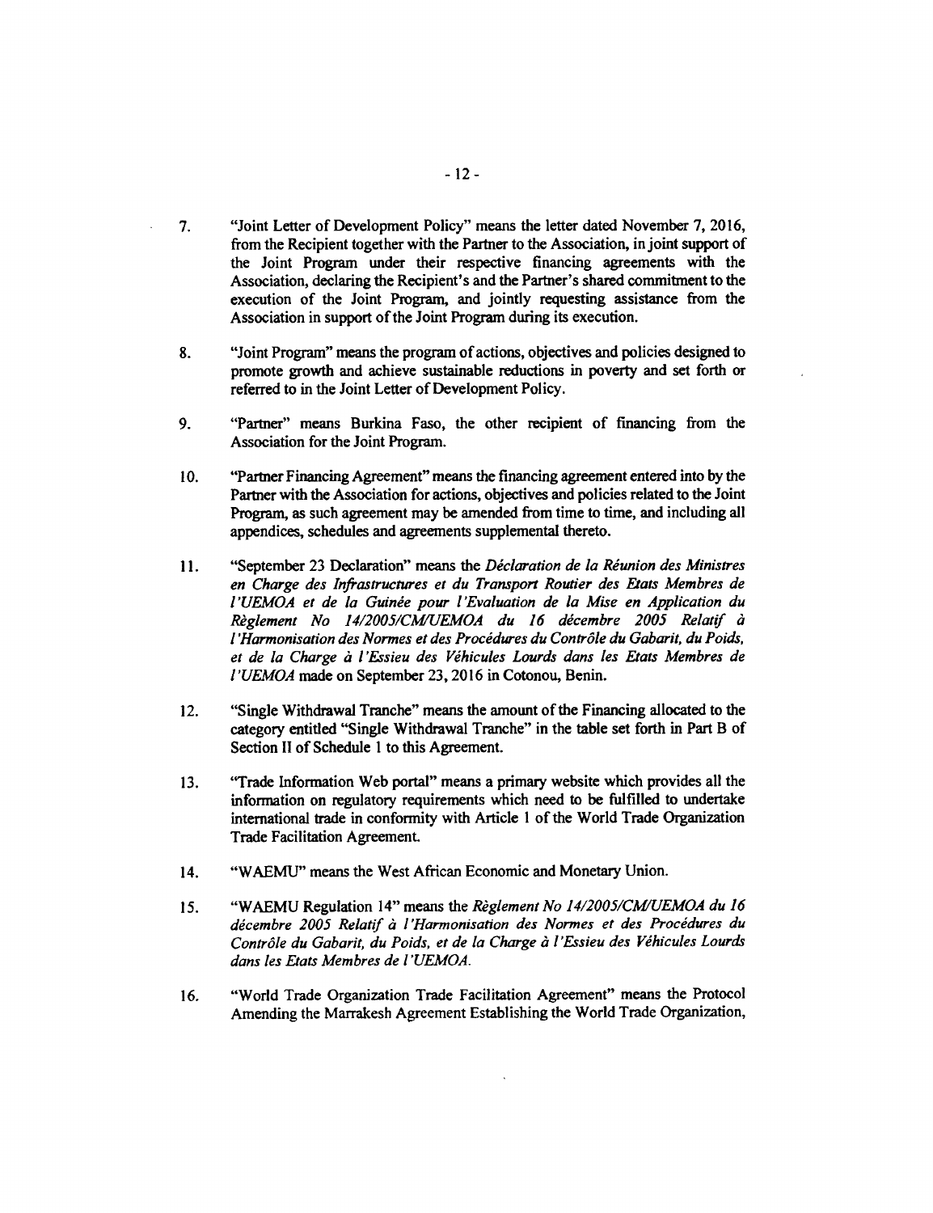7. "Joint Letter of Development Policy" means the letter dated November 7, 2016, from the Recipient together with the Partner to the Association, in joint support of the Joint Program under their respective financing agreements with the Association, declaring the Recipient's and the Partner's shared commitment to the execution of the Joint Program, and jointly requesting assistance from the Association in support of the Joint Program during its execution.

8. "Joint Program" means the program of actions, objectives and policies designed to promote growth and achieve sustainable reductions in poverty and set forth or referred to in the Joint Letter of Development Policy.

9. "Partner" means Burkina Faso, the other recipient of financing from the Association for the Joint Program.

10. "Partner Financing Agreement" means the financing agreement entered into by the Partner with the Association for actions, objectives and policies related to the Joint Program, as such agreement may be amended from time to time, and including all appendices, schedules and agreements supplemental thereto.

11. "September 23 Declaration" means the *Déclaration de la Réunion des Ministres en Charge des Infrastructures et du Transport Routier des Etats Membres de l'UEMOA et de la Guinée pour l'Evaluation de la Mise en Application du Règlement No 14/2005/CM/UEMOA du 16 décembre 2005 Relatif à l'Harmonisation des Normes et des Procédures du Contrôle du Gabarit, du Poids, et de la Charge à l'Essieu des Véhicules Lourds dans les Etats Membres de l'UEMOA* made on September 23, 2016 in Cotonou, Benin.

12. "Single Withdrawal Tranche" means the amount of the Financing allocated to the category entitled "Single Withdrawal Tranche" in the table set forth in Part B of Section II of Schedule 1 to this Agreement.

13. "Trade Information Web portal" means a primary website which provides all the information on regulatory requirements which need to be fulfilled to undertake international trade in conformity with Article 1 of the World Trade Organization Trade Facilitation Agreement.

14. "WAEMU" means the West African Economic and Monetary Union.

15. "WAEMU Regulation 14" means the *Règlement No 14/2005/CM/UEMOA du 16 décembre 2005 Relatif à l'Harmonisation des Normes et des Procédures du Contrôle du Gabarit, du Poids, et de la Charge à l'Essieu des Véhicules Lourds dans les Etats Membres de l'UEMOA*.

16. "World Trade Organization Trade Facilitation Agreement" means the Protocol Amending the Marrakesh Agreement Establishing the World Trade Organization,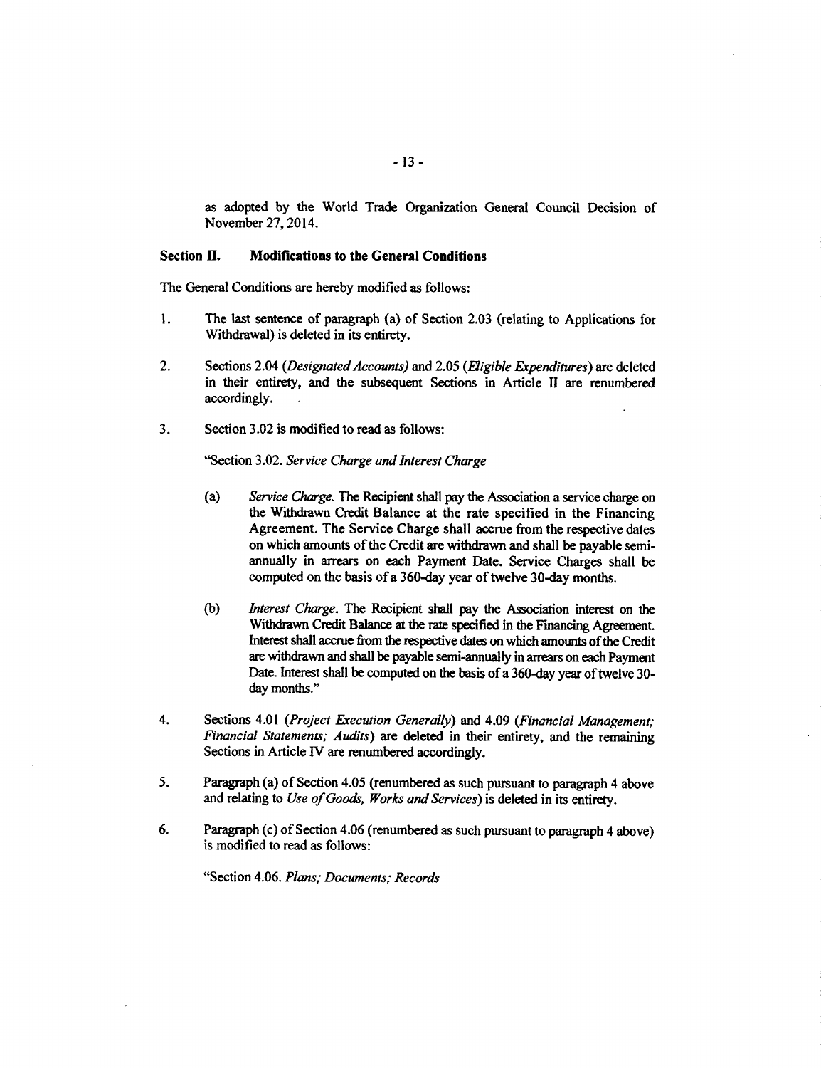as adopted by the World Trade Organization General Council Decision of November 27, 2014.

## Section II. Modifications to the General Conditions

The General Conditions are hereby modified as follows:

1. The last sentence of paragraph (a) of Section 2.03 (relating to Applications for Withdrawal) is deleted in its entirety.

2. Sections 2.04 (*Designated Accounts)* and 2.05 (*Eligible Expenditures*) are deleted in their entirety, and the subsequent Sections in Article II are renumbered accordingly.

3. Section 3.02 is modified to read as follows:

   "Section 3.02. *Service Charge and Interest Charge*

   (a) *Service Charge.* The Recipient shall pay the Association a service charge on the Withdrawn Credit Balance at the rate specified in the Financing Agreement. The Service Charge shall accrue from the respective dates on which amounts of the Credit are withdrawn and shall be payable semi-annually in arrears on each Payment Date. Service Charges shall be computed on the basis of a 360-day year of twelve 30-day months.

   (b) *Interest Charge.* The Recipient shall pay the Association interest on the Withdrawn Credit Balance at the rate specified in the Financing Agreement. Interest shall accrue from the respective dates on which amounts of the Credit are withdrawn and shall be payable semi-annually in arrears on each Payment Date. Interest shall be computed on the basis of a 360-day year of twelve 30-day months."

4. Sections 4.01 (*Project Execution Generally*) and 4.09 (*Financial Management; Financial Statements; Audits*) are deleted in their entirety, and the remaining Sections in Article IV are renumbered accordingly.

5. Paragraph (a) of Section 4.05 (renumbered as such pursuant to paragraph 4 above and relating to *Use of Goods, Works and Services*) is deleted in its entirety.

6. Paragraph (c) of Section 4.06 (renumbered as such pursuant to paragraph 4 above) is modified to read as follows:

   "Section 4.06. *Plans; Documents; Records*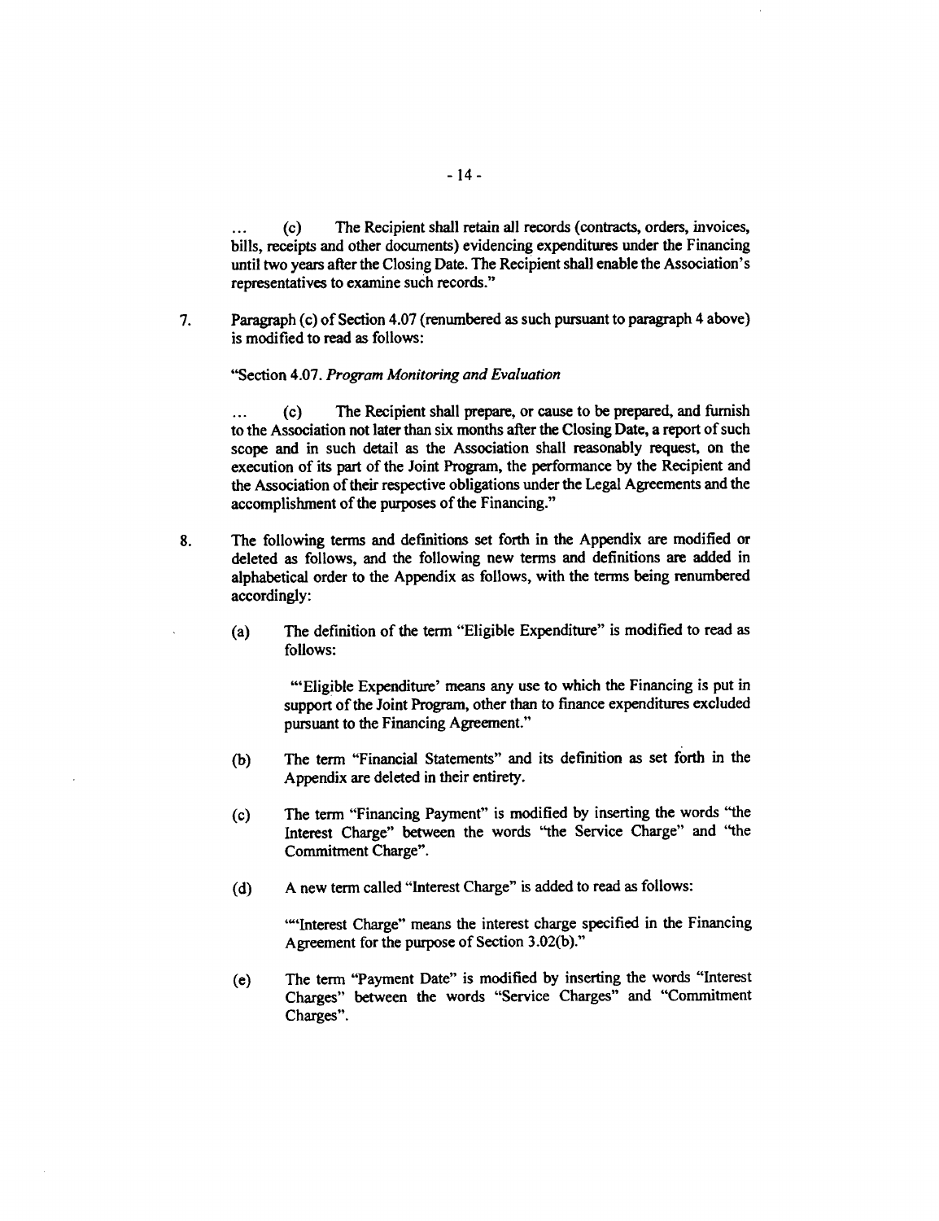... (c) The Recipient shall retain all records (contracts, orders, invoices, bills, receipts and other documents) evidencing expenditures under the Financing until two years after the Closing Date. The Recipient shall enable the Association's representatives to examine such records."

7. Paragraph (c) of Section 4.07 (renumbered as such pursuant to paragraph 4 above) is modified to read as follows:

   "Section 4.07. *Program Monitoring and Evaluation*

   ... (c) The Recipient shall prepare, or cause to be prepared, and furnish to the Association not later than six months after the Closing Date, a report of such scope and in such detail as the Association shall reasonably request, on the execution of its part of the Joint Program, the performance by the Recipient and the Association of their respective obligations under the Legal Agreements and the accomplishment of the purposes of the Financing."

8. The following terms and definitions set forth in the Appendix are modified or deleted as follows, and the following new terms and definitions are added in alphabetical order to the Appendix as follows, with the terms being renumbered accordingly:

   (a) The definition of the term "Eligible Expenditure" is modified to read as follows:

      "'Eligible Expenditure' means any use to which the Financing is put in support of the Joint Program, other than to finance expenditures excluded pursuant to the Financing Agreement."

   (b) The term "Financial Statements" and its definition as set forth in the Appendix are deleted in their entirety.

   (c) The term "Financing Payment" is modified by inserting the words "the Interest Charge" between the words "the Service Charge" and "the Commitment Charge".

   (d) A new term called "Interest Charge" is added to read as follows:

      ""Interest Charge" means the interest charge specified in the Financing Agreement for the purpose of Section 3.02(b)."

   (e) The term "Payment Date" is modified by inserting the words "Interest Charges" between the words "Service Charges" and "Commitment Charges".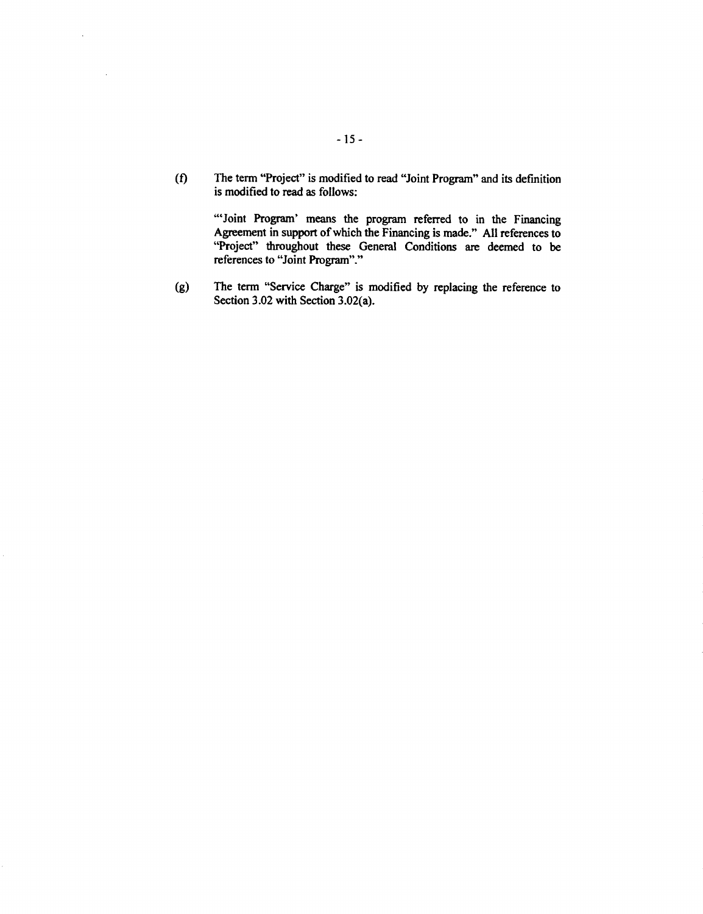(f) The term "Project" is modified to read "Joint Program" and its definition is modified to read as follows:

"'Joint Program' means the program referred to in the Financing Agreement in support of which the Financing is made." All references to "Project" throughout these General Conditions are deemed to be references to "Joint Program"."

(g) The term "Service Charge" is modified by replacing the reference to Section 3.02 with Section 3.02(a).